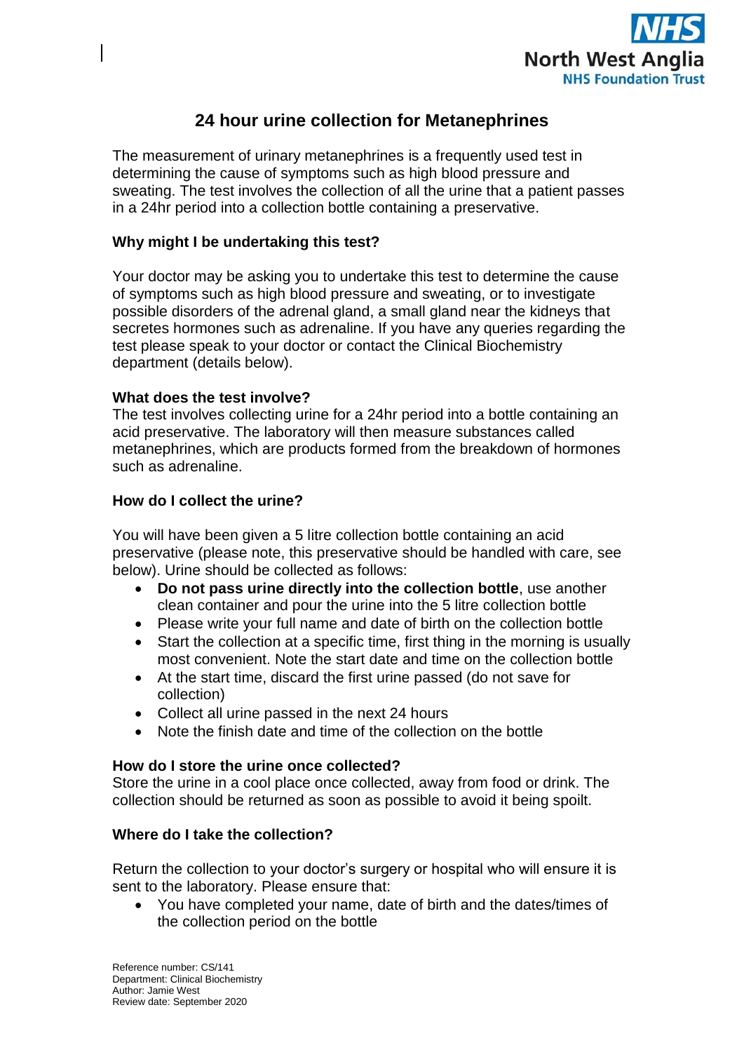# 24 hour urine collection for Metanephrines

The measurement of urinary metanephrines is a frequently used test in determining the cause of symptoms such as high blood pressure and sweating. The test involves the collection of all the urine that a patient passes in a 24hr period into a collection bottle containing a preservative.

### Why might I be undertaking this test?

Your doctor may be asking you to undertake this test to determine the cause of symptoms such as high blood pressure and sweating, or to investigate possible disorders of the adrenal gland, a small gland near the kidneys that secretes hormones such as adrenaline. If you have any queries regarding the test please speak to your doctor or contact the Clinical Biochemistry department (details below).

### What does the test involve?

The test involves collecting urine for a 24hr period into a bottle containing an acid preservative. The laboratory will then measure substances called metanephrines, which are products formed from the breakdown of hormones such as adrenaline.

### How do I collect the urine?

You will have been given a 5 litre collection bottle containing an acid preservative (please note, this preservative should be handled with care, see below). Urine should be collected as follows:

- **Do not pass urine directly into the collection bottle**, use another clean container and pour the urine into the 5 litre collection bottle
- Please write your full name and date of birth on the collection bottle
- Start the collection at a specific time, first thing in the morning is usually most convenient. Note the start date and time on the collection bottle
- At the start time, discard the first urine passed (do not save for collection)
- Collect all urine passed in the next 24 hours
- Note the finish date and time of the collection on the bottle

### How do I store the urine once collected?

Store the urine in a cool place once collected, away from food or drink. The collection should be returned as soon as possible to avoid it being spoilt.

### Where do I take the collection?

Return the collection to your doctor's surgery or hospital who will ensure it is sent to the laboratory. Please ensure that:

- You have completed your name, date of birth and the dates/times of the collection period on the bottle

Reference number: CS/141
Department: Clinical Biochemistry
Author: Jamie West
Review date: September 2020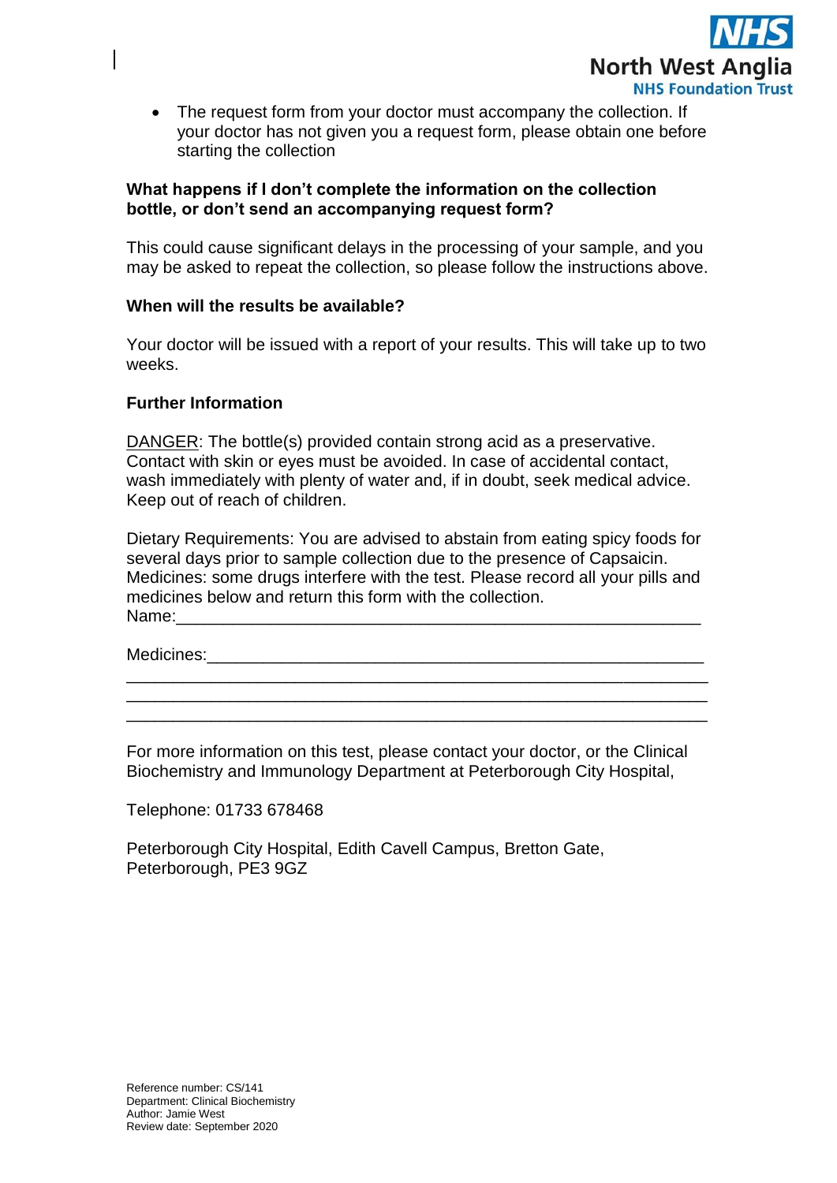- The request form from your doctor must accompany the collection. If your doctor has not given you a request form, please obtain one before starting the collection

**What happens if I don't complete the information on the collection bottle, or don't send an accompanying request form?**

This could cause significant delays in the processing of your sample, and you may be asked to repeat the collection, so please follow the instructions above.

**When will the results be available?**

Your doctor will be issued with a report of your results. This will take up to two weeks.

**Further Information**

<u>DANGER</u>: The bottle(s) provided contain strong acid as a preservative. Contact with skin or eyes must be avoided. In case of accidental contact, wash immediately with plenty of water and, if in doubt, seek medical advice. Keep out of reach of children.

Dietary Requirements: You are advised to abstain from eating spicy foods for several days prior to sample collection due to the presence of Capsaicin.
Medicines: some drugs interfere with the test. Please record all your pills and medicines below and return this form with the collection.
Name:\_\_\_\_\_\_\_\_\_\_\_\_\_\_\_\_\_\_\_\_\_\_\_\_\_\_\_\_\_\_\_\_\_\_\_\_\_\_\_\_\_\_\_\_\_\_\_\_\_\_\_\_\_\_\_\_

Medicines:\_\_\_\_\_\_\_\_\_\_\_\_\_\_\_\_\_\_\_\_\_\_\_\_\_\_\_\_\_\_\_\_\_\_\_\_\_\_\_\_\_\_\_\_\_\_\_\_\_\_\_
\_\_\_\_\_\_\_\_\_\_\_\_\_\_\_\_\_\_\_\_\_\_\_\_\_\_\_\_\_\_\_\_\_\_\_\_\_\_\_\_\_\_\_\_\_\_\_\_\_\_\_\_\_\_\_\_\_\_\_\_\_\_
\_\_\_\_\_\_\_\_\_\_\_\_\_\_\_\_\_\_\_\_\_\_\_\_\_\_\_\_\_\_\_\_\_\_\_\_\_\_\_\_\_\_\_\_\_\_\_\_\_\_\_\_\_\_\_\_\_\_\_\_\_\_
\_\_\_\_\_\_\_\_\_\_\_\_\_\_\_\_\_\_\_\_\_\_\_\_\_\_\_\_\_\_\_\_\_\_\_\_\_\_\_\_\_\_\_\_\_\_\_\_\_\_\_\_\_\_\_\_\_\_\_\_\_\_

For more information on this test, please contact your doctor, or the Clinical Biochemistry and Immunology Department at Peterborough City Hospital,

Telephone: 01733 678468

Peterborough City Hospital, Edith Cavell Campus, Bretton Gate, Peterborough, PE3 9GZ

Reference number: CS/141
Department: Clinical Biochemistry
Author: Jamie West
Review date: September 2020